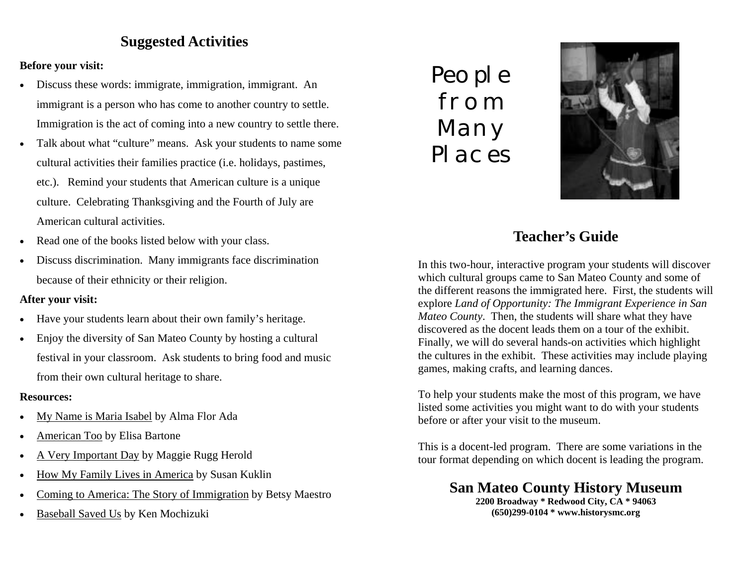## Suggested Activities

**Before your visit:**

- Discuss these words: immigrate, immigration, immigrant. An immigrant is a person who has come to another country to settle. Immigration is the act of coming into a new country to settle there.
- Talk about what "culture" means. Ask your students to name some cultural activities their families practice (i.e. holidays, pastimes, etc.). Remind your students that American culture is a unique culture. Celebrating Thanksgiving and the Fourth of July are American cultural activities.
- Read one of the books listed below with your class.
- Discuss discrimination. Many immigrants face discrimination because of their ethnicity or their religion.

**After your visit:**

- Have your students learn about their own family's heritage.
- Enjoy the diversity of San Mateo County by hosting a cultural festival in your classroom. Ask students to bring food and music from their own cultural heritage to share.

**Resources:**

- My Name is Maria Isabel by Alma Flor Ada
- American Too by Elisa Bartone
- A Very Important Day by Maggie Rugg Herold
- How My Family Lives in America by Susan Kuklin
- Coming to America: The Story of Immigration by Betsy Maestro
- Baseball Saved Us by Ken Mochizuki

# People from Many Places

## Teacher's Guide

In this two-hour, interactive program your students will discover which cultural groups came to San Mateo County and some of the different reasons the immigrated here. First, the students will explore *Land of Opportunity: The Immigrant Experience in San Mateo County*. Then, the students will share what they have discovered as the docent leads them on a tour of the exhibit. Finally, we will do several hands-on activities which highlight the cultures in the exhibit. These activities may include playing games, making crafts, and learning dances.

To help your students make the most of this program, we have listed some activities you might want to do with your students before or after your visit to the museum.

This is a docent-led program. There are some variations in the tour format depending on which docent is leading the program.

**San Mateo County History Museum**

**2200 Broadway * Redwood City, CA * 94063**

**(650)299-0104 * www.historysmc.org**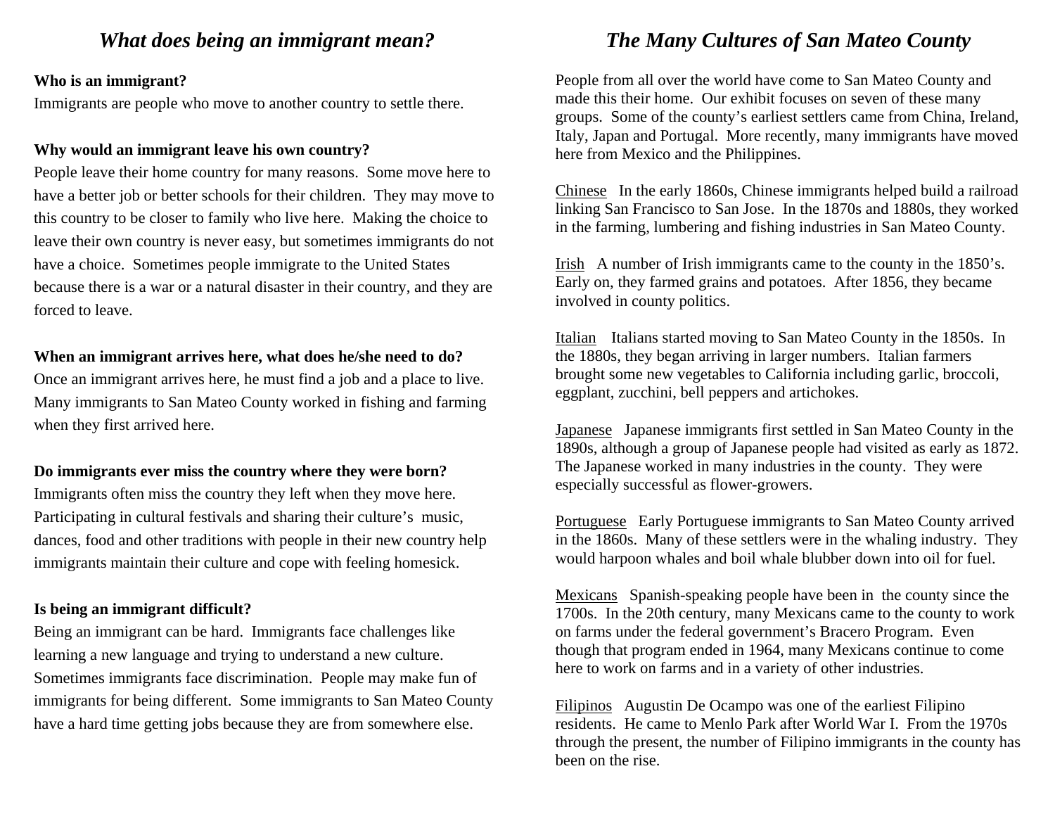## *What does being an immigrant mean?*

**Who is an immigrant?**

Immigrants are people who move to another country to settle there.

**Why would an immigrant leave his own country?**

People leave their home country for many reasons. Some move here to have a better job or better schools for their children. They may move to this country to be closer to family who live here. Making the choice to leave their own country is never easy, but sometimes immigrants do not have a choice. Sometimes people immigrate to the United States because there is a war or a natural disaster in their country, and they are forced to leave.

**When an immigrant arrives here, what does he/she need to do?**

Once an immigrant arrives here, he must find a job and a place to live. Many immigrants to San Mateo County worked in fishing and farming when they first arrived here.

**Do immigrants ever miss the country where they were born?**

Immigrants often miss the country they left when they move here. Participating in cultural festivals and sharing their culture's music, dances, food and other traditions with people in their new country help immigrants maintain their culture and cope with feeling homesick.

**Is being an immigrant difficult?**

Being an immigrant can be hard. Immigrants face challenges like learning a new language and trying to understand a new culture. Sometimes immigrants face discrimination. People may make fun of immigrants for being different. Some immigrants to San Mateo County have a hard time getting jobs because they are from somewhere else.

## *The Many Cultures of San Mateo County*

People from all over the world have come to San Mateo County and made this their home. Our exhibit focuses on seven of these many groups. Some of the county's earliest settlers came from China, Ireland, Italy, Japan and Portugal. More recently, many immigrants have moved here from Mexico and the Philippines.

<u>Chinese</u> In the early 1860s, Chinese immigrants helped build a railroad linking San Francisco to San Jose. In the 1870s and 1880s, they worked in the farming, lumbering and fishing industries in San Mateo County.

<u>Irish</u> A number of Irish immigrants came to the county in the 1850's. Early on, they farmed grains and potatoes. After 1856, they became involved in county politics.

<u>Italian</u> Italians started moving to San Mateo County in the 1850s. In the 1880s, they began arriving in larger numbers. Italian farmers brought some new vegetables to California including garlic, broccoli, eggplant, zucchini, bell peppers and artichokes.

<u>Japanese</u> Japanese immigrants first settled in San Mateo County in the 1890s, although a group of Japanese people had visited as early as 1872. The Japanese worked in many industries in the county. They were especially successful as flower-growers.

<u>Portuguese</u> Early Portuguese immigrants to San Mateo County arrived in the 1860s. Many of these settlers were in the whaling industry. They would harpoon whales and boil whale blubber down into oil for fuel.

<u>Mexicans</u> Spanish-speaking people have been in the county since the 1700s. In the 20th century, many Mexicans came to the county to work on farms under the federal government's Bracero Program. Even though that program ended in 1964, many Mexicans continue to come here to work on farms and in a variety of other industries.

<u>Filipinos</u> Augustin De Ocampo was one of the earliest Filipino residents. He came to Menlo Park after World War I. From the 1970s through the present, the number of Filipino immigrants in the county has been on the rise.